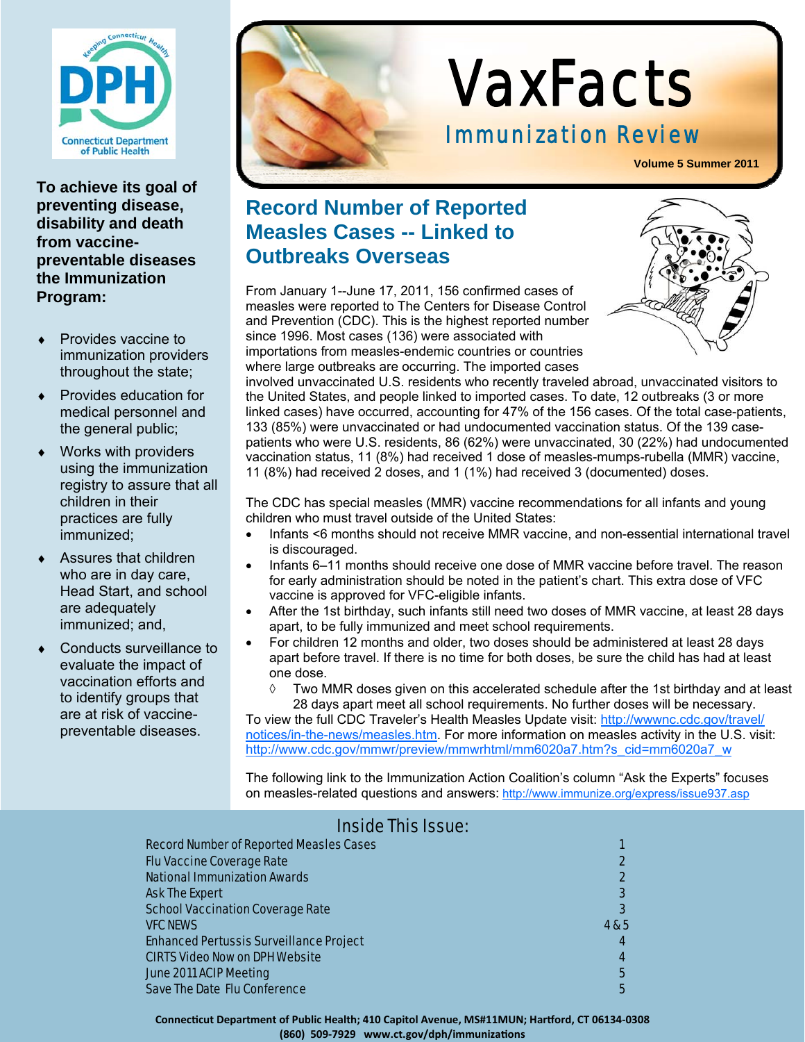# VaxFacts

## Immunization Review

Volume 5 Summer 2011

**To achieve its goal of preventing disease, disability and death from vaccine-preventable diseases the Immunization Program:**

- Provides vaccine to immunization providers throughout the state;
- Provides education for medical personnel and the general public;
- Works with providers using the immunization registry to assure that all children in their practices are fully immunized;
- Assures that children who are in day care, Head Start, and school are adequately immunized; and,
- Conducts surveillance to evaluate the impact of vaccination efforts and to identify groups that are at risk of vaccine-preventable diseases.

## Record Number of Reported Measles Cases -- Linked to Outbreaks Overseas

From January 1--June 17, 2011, 156 confirmed cases of measles were reported to The Centers for Disease Control and Prevention (CDC). This is the highest reported number since 1996. Most cases (136) were associated with importations from measles-endemic countries or countries where large outbreaks are occurring. The imported cases involved unvaccinated U.S. residents who recently traveled abroad, unvaccinated visitors to the United States, and people linked to imported cases. To date, 12 outbreaks (3 or more linked cases) have occurred, accounting for 47% of the 156 cases. Of the total case-patients, 133 (85%) were unvaccinated or had undocumented vaccination status. Of the 139 case-patients who were U.S. residents, 86 (62%) were unvaccinated, 30 (22%) had undocumented vaccination status, 11 (8%) had received 1 dose of measles-mumps-rubella (MMR) vaccine, 11 (8%) had received 2 doses, and 1 (1%) had received 3 (documented) doses.

The CDC has special measles (MMR) vaccine recommendations for all infants and young children who must travel outside of the United States:

- Infants <6 months should not receive MMR vaccine, and non-essential international travel is discouraged.
- Infants 6–11 months should receive one dose of MMR vaccine before travel. The reason for early administration should be noted in the patient's chart. This extra dose of VFC vaccine is approved for VFC-eligible infants.
- After the 1st birthday, such infants still need two doses of MMR vaccine, at least 28 days apart, to be fully immunized and meet school requirements.
- For children 12 months and older, two doses should be administered at least 28 days apart before travel. If there is no time for both doses, be sure the child has had at least one dose.
  - Two MMR doses given on this accelerated schedule after the 1st birthday and at least 28 days apart meet all school requirements. No further doses will be necessary.

To view the full CDC Traveler's Health Measles Update visit: http://wwwnc.cdc.gov/travel/notices/in-the-news/measles.htm. For more information on measles activity in the U.S. visit: http://www.cdc.gov/mmwr/preview/mmwrhtml/mm6020a7.htm?s_cid=mm6020a7_w

The following link to the Immunization Action Coalition's column "Ask the Experts" focuses on measles-related questions and answers: http://www.immunize.org/express/issue937.asp

## Inside This Issue:

| | |
|---|---|
| Record Number of Reported Measles Cases | 1 |
| Flu Vaccine Coverage Rate | 2 |
| National Immunization Awards | 2 |
| Ask The Expert | 3 |
| School Vaccination Coverage Rate | 3 |
| VFC NEWS | 4 & 5 |
| Enhanced Pertussis Surveillance Project | 4 |
| CIRTS Video Now on DPH Website | 4 |
| June 2011 ACIP Meeting | 5 |
| Save The Date Flu Conference | 5 |

**Connecticut Department of Public Health; 410 Capitol Avenue, MS#11MUN; Hartford, CT 06134-0308**
**(860) 509-7929 www.ct.gov/dph/immunizations**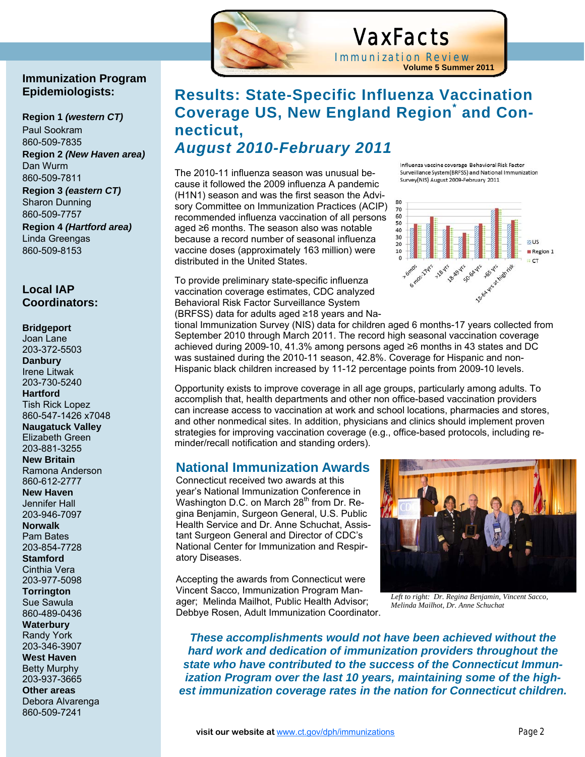# VaxFacts

Immunization Review

**Volume 5 Summer 2011**

## Immunization Program Epidemiologists:

**Region 1 *(western CT)***
Paul Sookram
860-509-7835

**Region 2 *(New Haven area)***
Dan Wurm
860-509-7811

**Region 3 *(eastern CT)***
Sharon Dunning
860-509-7757

**Region 4 *(Hartford area)***
Linda Greengas
860-509-8153

## Local IAP Coordinators:

**Bridgeport**
Joan Lane
203-372-5503

**Danbury**
Irene Litwak
203-730-5240

**Hartford**
Tish Rick Lopez
860-547-1426 x7048

**Naugatuck Valley**
Elizabeth Green
203-881-3255

**New Britain**
Ramona Anderson
860-612-2777

**New Haven**
Jennifer Hall
203-946-7097

**Norwalk**
Pam Bates
203-854-7728

**Stamford**
Cinthia Vera
203-977-5098

**Torrington**
Sue Sawula
860-489-0436

**Waterbury**
Randy York
203-346-3907

**West Haven**
Betty Murphy
203-937-3665

**Other areas**
Debora Alvarenga
860-509-7241

# Results: State-Specific Influenza Vaccination Coverage US, New England Region* and Connecticut, *August 2010-February 2011*

The 2010-11 influenza season was unusual because it followed the 2009 influenza A pandemic (H1N1) season and was the first season the Advisory Committee on Immunization Practices (ACIP) recommended influenza vaccination of all persons aged ≥6 months. The season also was notable because a record number of seasonal influenza vaccine doses (approximately 163 million) were distributed in the United States.

Influenza vaccine coverage Behavioral Risk Factor Surveillance System(BRFSS) and National Immunization Survey(NIS) August 2009-February 2011

To provide preliminary state-specific influenza vaccination coverage estimates, CDC analyzed Behavioral Risk Factor Surveillance System (BRFSS) data for adults aged ≥18 years and National Immunization Survey (NIS) data for children aged 6 months-17 years collected from September 2010 through March 2011. The record high seasonal vaccination coverage achieved during 2009-10, 41.3% among persons aged ≥6 months in 43 states and DC was sustained during the 2010-11 season, 42.8%. Coverage for Hispanic and non-Hispanic black children increased by 11-12 percentage points from 2009-10 levels.

Opportunity exists to improve coverage in all age groups, particularly among adults. To accomplish that, health departments and other non office-based vaccination providers can increase access to vaccination at work and school locations, pharmacies and stores, and other nonmedical sites. In addition, physicians and clinics should implement proven strategies for improving vaccination coverage (e.g., office-based protocols, including reminder/recall notification and standing orders).

## National Immunization Awards

Connecticut received two awards at this year's National Immunization Conference in Washington D.C. on March 28th from Dr. Regina Benjamin, Surgeon General, U.S. Public Health Service and Dr. Anne Schuchat, Assistant Surgeon General and Director of CDC's National Center for Immunization and Respiratory Diseases.

Accepting the awards from Connecticut were Vincent Sacco, Immunization Program Manager; Melinda Mailhot, Public Health Advisor; Debbye Rosen, Adult Immunization Coordinator.

*Left to right: Dr. Regina Benjamin, Vincent Sacco, Melinda Mailhot, Dr. Anne Schuchat*

***These accomplishments would not have been achieved without the hard work and dedication of immunization providers throughout the state who have contributed to the success of the Connecticut Immunization Program over the last 10 years, maintaining some of the highest immunization coverage rates in the nation for Connecticut children.***

**visit our website at** www.ct.gov/dph/immunizations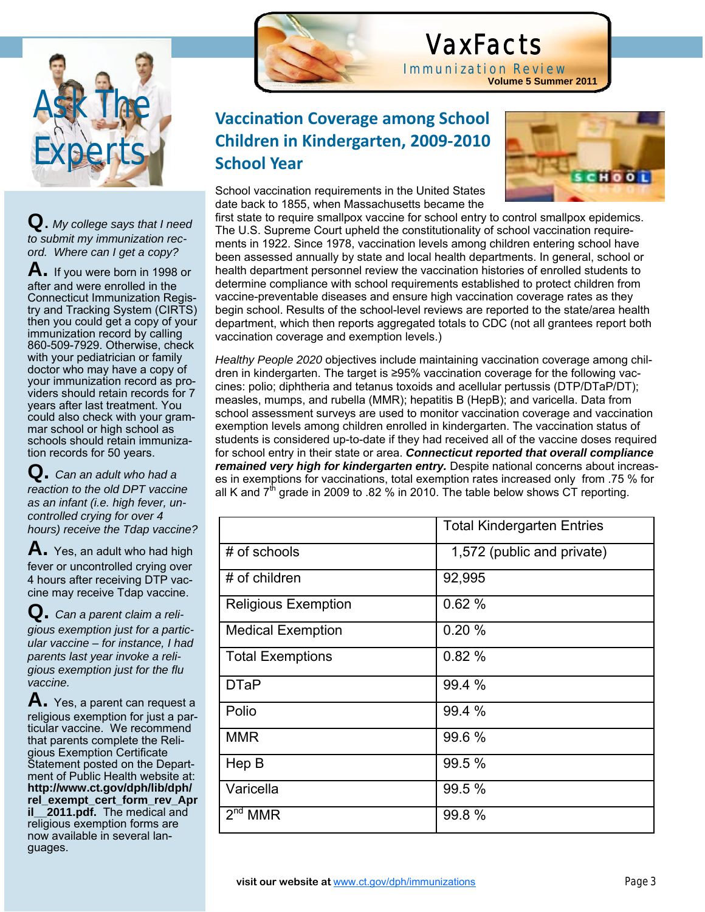# VaxFacts

Immunization Review

**Volume 5 Summer 2011**

## Ask The Experts

**Q.** *My college says that I need to submit my immunization record. Where can I get a copy?*

**A.** If you were born in 1998 or after and were enrolled in the Connecticut Immunization Registry and Tracking System (CIRTS) then you could get a copy of your immunization record by calling 860-509-7929. Otherwise, check with your pediatrician or family doctor who may have a copy of your immunization record as providers should retain records for 7 years after last treatment. You could also check with your grammar school or high school as schools should retain immunization records for 50 years.

**Q.** *Can an adult who had a reaction to the old DPT vaccine as an infant (i.e. high fever, uncontrolled crying for over 4 hours) receive the Tdap vaccine?*

**A.** Yes, an adult who had high fever or uncontrolled crying over 4 hours after receiving DTP vaccine may receive Tdap vaccine.

**Q.** *Can a parent claim a religious exemption just for a particular vaccine – for instance, I had parents last year invoke a religious exemption just for the flu vaccine.*

**A.** Yes, a parent can request a religious exemption for just a particular vaccine. We recommend that parents complete the Religious Exemption Certificate Statement posted on the Department of Public Health website at: **http://www.ct.gov/dph/lib/dph/rel_exempt_cert_form_rev_April__2011.pdf.** The medical and religious exemption forms are now available in several languages.

## Vaccination Coverage among School Children in Kindergarten, 2009-2010 School Year

School vaccination requirements in the United States date back to 1855, when Massachusetts became the first state to require smallpox vaccine for school entry to control smallpox epidemics. The U.S. Supreme Court upheld the constitutionality of school vaccination requirements in 1922. Since 1978, vaccination levels among children entering school have been assessed annually by state and local health departments. In general, school or health department personnel review the vaccination histories of enrolled students to determine compliance with school requirements established to protect children from vaccine-preventable diseases and ensure high vaccination coverage rates as they begin school. Results of the school-level reviews are reported to the state/area health department, which then reports aggregated totals to CDC (not all grantees report both vaccination coverage and exemption levels.)

*Healthy People 2020* objectives include maintaining vaccination coverage among children in kindergarten. The target is ≥95% vaccination coverage for the following vaccines: polio; diphtheria and tetanus toxoids and acellular pertussis (DTP/DTaP/DT); measles, mumps, and rubella (MMR); hepatitis B (HepB); and varicella. Data from school assessment surveys are used to monitor vaccination coverage and vaccination exemption levels among children enrolled in kindergarten. The vaccination status of students is considered up-to-date if they had received all of the vaccine doses required for school entry in their state or area. ***Connecticut reported that overall compliance remained very high for kindergarten entry.*** Despite national concerns about increases in exemptions for vaccinations, total exemption rates increased only from .75 % for all K and 7th grade in 2009 to .82 % in 2010. The table below shows CT reporting.

| | Total Kindergarten Entries |
|---|---|
| # of schools | 1,572 (public and private) |
| # of children | 92,995 |
| Religious Exemption | 0.62 % |
| Medical Exemption | 0.20 % |
| Total Exemptions | 0.82 % |
| DTaP | 99.4 % |
| Polio | 99.4 % |
| MMR | 99.6 % |
| Hep B | 99.5 % |
| Varicella | 99.5 % |
| 2nd MMR | 99.8 % |

**visit our website at** www.ct.gov/dph/immunizations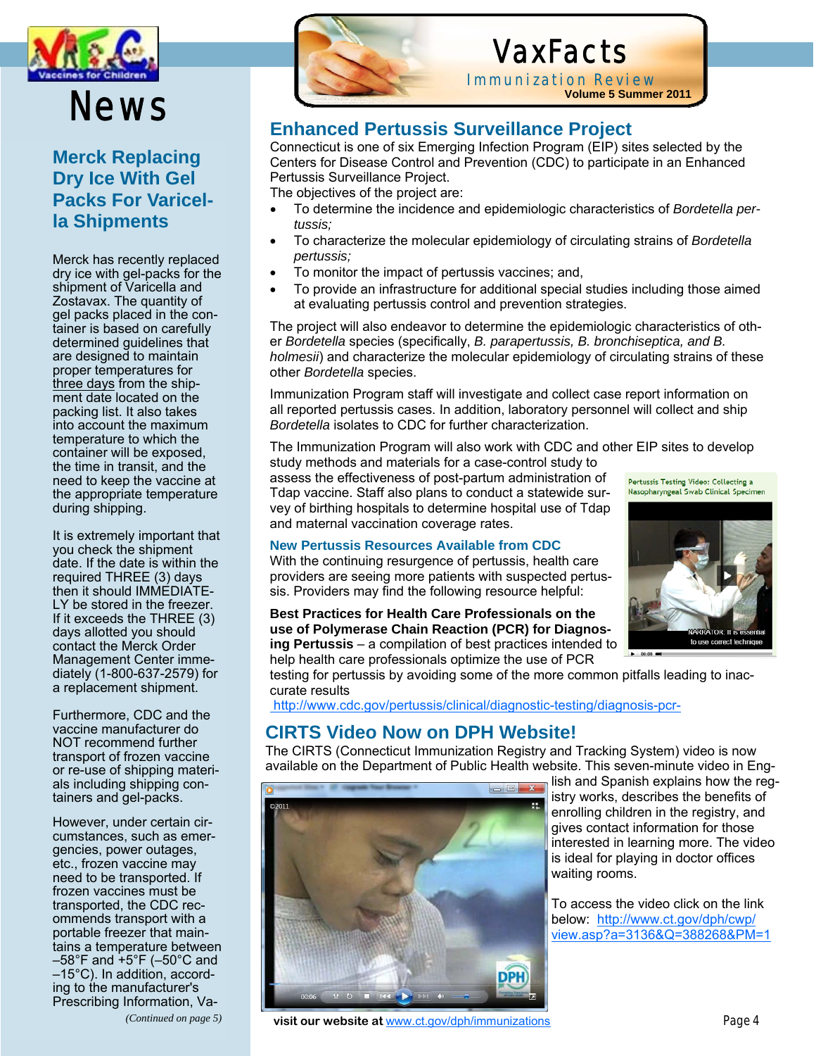# VaxFacts

Immunization Review

# News

## Merck Replacing Dry Ice With Gel Packs For Varicella Shipments

Merck has recently replaced dry ice with gel-packs for the shipment of Varicella and Zostavax. The quantity of gel packs placed in the container is based on carefully determined guidelines that are designed to maintain proper temperatures for three days from the shipment date located on the packing list. It also takes into account the maximum temperature to which the container will be exposed, the time in transit, and the need to keep the vaccine at the appropriate temperature during shipping.

It is extremely important that you check the shipment date. If the date is within the required THREE (3) days then it should IMMEDIATELY be stored in the freezer. If it exceeds the THREE (3) days allotted you should contact the Merck Order Management Center immediately (1-800-637-2579) for a replacement shipment.

Furthermore, CDC and the vaccine manufacturer do NOT recommend further transport of frozen vaccine or re-use of shipping materials including shipping containers and gel-packs.

However, under certain circumstances, such as emergencies, power outages, etc., frozen vaccine may need to be transported. If frozen vaccines must be transported, the CDC recommends transport with a portable freezer that maintains a temperature between –58°F and +5°F (–50°C and –15°C). In addition, according to the manufacturer's Prescribing Information, Va-

*(Continued on page 5)*

## Enhanced Pertussis Surveillance Project

Connecticut is one of six Emerging Infection Program (EIP) sites selected by the Centers for Disease Control and Prevention (CDC) to participate in an Enhanced Pertussis Surveillance Project.

The objectives of the project are:

- To determine the incidence and epidemiologic characteristics of *Bordetella pertussis;*
- To characterize the molecular epidemiology of circulating strains of *Bordetella pertussis;*
- To monitor the impact of pertussis vaccines; and,
- To provide an infrastructure for additional special studies including those aimed at evaluating pertussis control and prevention strategies.

The project will also endeavor to determine the epidemiologic characteristics of other *Bordetella* species (specifically, *B. parapertussis, B. bronchiseptica, and B. holmesii*) and characterize the molecular epidemiology of circulating strains of these other *Bordetella* species.

Immunization Program staff will investigate and collect case report information on all reported pertussis cases. In addition, laboratory personnel will collect and ship *Bordetella* isolates to CDC for further characterization.

The Immunization Program will also work with CDC and other EIP sites to develop study methods and materials for a case-control study to assess the effectiveness of post-partum administration of Tdap vaccine. Staff also plans to conduct a statewide survey of birthing hospitals to determine hospital use of Tdap and maternal vaccination coverage rates.

### New Pertussis Resources Available from CDC

With the continuing resurgence of pertussis, health care providers are seeing more patients with suspected pertussis. Providers may find the following resource helpful:

Pertussis Testing Video: Collecting a Nasopharyngeal Swab Clinical Specimen

**Best Practices for Health Care Professionals on the use of Polymerase Chain Reaction (PCR) for Diagnosing Pertussis** – a compilation of best practices intended to help health care professionals optimize the use of PCR testing for pertussis by avoiding some of the more common pitfalls leading to inaccurate results

http://www.cdc.gov/pertussis/clinical/diagnostic-testing/diagnosis-pcr-

## CIRTS Video Now on DPH Website!

The CIRTS (Connecticut Immunization Registry and Tracking System) video is now available on the Department of Public Health website. This seven-minute video in English and Spanish explains how the registry works, describes the benefits of enrolling children in the registry, and gives contact information for those interested in learning more. The video is ideal for playing in doctor offices waiting rooms.

To access the video click on the link below: http://www.ct.gov/dph/cwp/view.asp?a=3136&Q=388268&PM=1

**visit our website at** www.ct.gov/dph/immunizations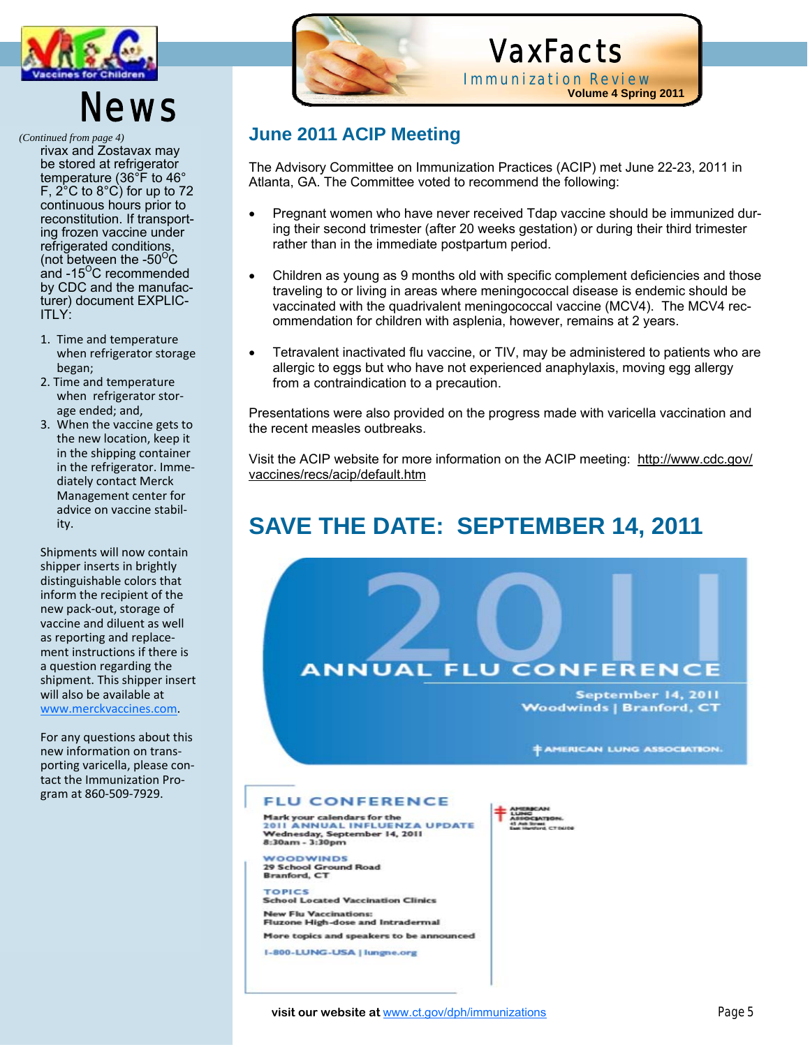# News

*(Continued from page 4)*

rivax and Zostavax may be stored at refrigerator temperature (36°F to 46° F, 2°C to 8°C) for up to 72 continuous hours prior to reconstitution. If transporting frozen vaccine under refrigerated conditions, (not between the -50°C and -15°C recommended by CDC and the manufacturer) document EXPLICITLY:

1. Time and temperature when refrigerator storage began;
2. Time and temperature when refrigerator storage ended; and,
3. When the vaccine gets to the new location, keep it in the shipping container in the refrigerator. Immediately contact Merck Management center for advice on vaccine stability.

Shipments will now contain shipper inserts in brightly distinguishable colors that inform the recipient of the new pack-out, storage of vaccine and diluent as well as reporting and replacement instructions if there is a question regarding the shipment. This shipper insert will also be available at www.merckvaccines.com.

For any questions about this new information on transporting varicella, please contact the Immunization Program at 860-509-7929.

# VaxFacts

Immunization Review

**Volume 4 Spring 2011**

## June 2011 ACIP Meeting

The Advisory Committee on Immunization Practices (ACIP) met June 22-23, 2011 in Atlanta, GA. The Committee voted to recommend the following:

- Pregnant women who have never received Tdap vaccine should be immunized during their second trimester (after 20 weeks gestation) or during their third trimester rather than in the immediate postpartum period.
- Children as young as 9 months old with specific complement deficiencies and those traveling to or living in areas where meningococcal disease is endemic should be vaccinated with the quadrivalent meningococcal vaccine (MCV4). The MCV4 recommendation for children with asplenia, however, remains at 2 years.
- Tetravalent inactivated flu vaccine, or TIV, may be administered to patients who are allergic to eggs but who have not experienced anaphylaxis, moving egg allergy from a contraindication to a precaution.

Presentations were also provided on the progress made with varicella vaccination and the recent measles outbreaks.

Visit the ACIP website for more information on the ACIP meeting: http://www.cdc.gov/vaccines/recs/acip/default.htm

## SAVE THE DATE: SEPTEMBER 14, 2011

2011

ANNUAL FLU CONFERENCE

September 14, 2011
Woodwinds | Branford, CT

AMERICAN LUNG ASSOCIATION.

**FLU CONFERENCE**

Mark your calendars for the
**2011 ANNUAL INFLUENZA UPDATE**
Wednesday, September 14, 2011
8:30am - 3:30pm

**WOODWINDS**
29 School Ground Road
Branford, CT

**TOPICS**
School Located Vaccination Clinics

New Flu Vaccinations:
Fluzone High-dose and Intradermal

More topics and speakers to be announced

1-800-LUNG-USA | lungne.org

AMERICAN LUNG ASSOCIATION.
45 Ash Street
East Hartford, CT 06108

**visit our website at** www.ct.gov/dph/immunizations